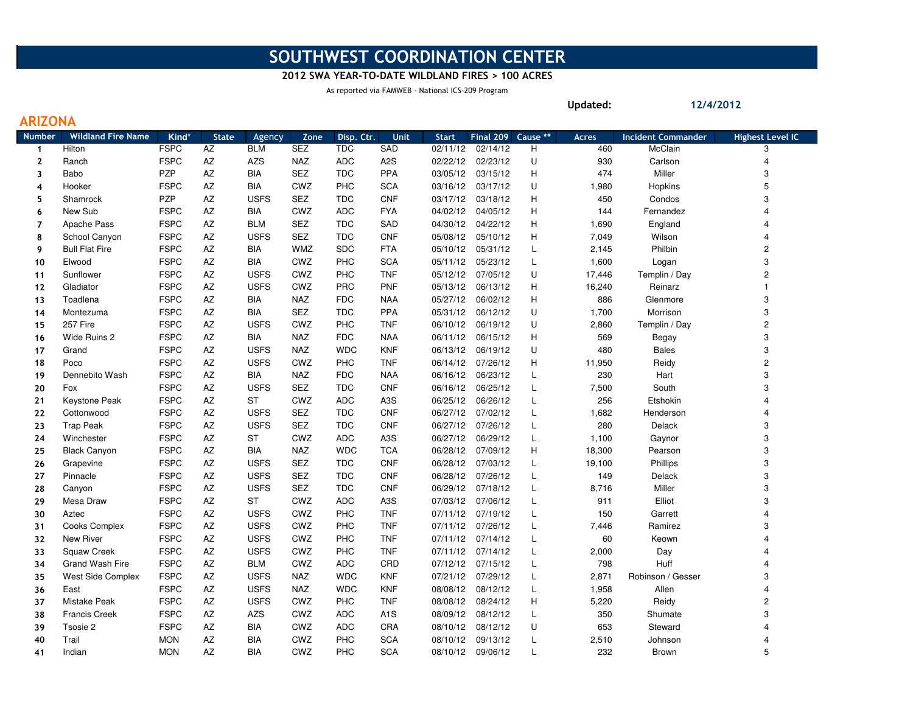# SOUTHWEST COORDINATION CENTER

**2012 SWA YEAR-TO-DATE WILDLAND FIRES > 100 ACRES**

As reported via FAMWEB - National ICS-209 Program

**Updated:** **12/4/2012**

## ARIZONA

| Number | Wildland Fire Name | Kind* | State | Agency | Zone | Disp. Ctr. | Unit | Start | Final 209 | Cause ** | Acres | Incident Commander | Highest Level IC |
|---|---|---|---|---|---|---|---|---|---|---|---|---|---|
| 1 | Hilton | FSPC | AZ | BLM | SEZ | TDC | SAD | 02/11/12 | 02/14/12 | H | 460 | McClain | 3 |
| 2 | Ranch | FSPC | AZ | AZS | NAZ | ADC | A2S | 02/22/12 | 02/23/12 | U | 930 | Carlson | 4 |
| 3 | Babo | PZP | AZ | BIA | SEZ | TDC | PPA | 03/05/12 | 03/15/12 | H | 474 | Miller | 3 |
| 4 | Hooker | FSPC | AZ | BIA | CWZ | PHC | SCA | 03/16/12 | 03/17/12 | U | 1,980 | Hopkins | 5 |
| 5 | Shamrock | PZP | AZ | USFS | SEZ | TDC | CNF | 03/17/12 | 03/18/12 | H | 450 | Condos | 3 |
| 6 | New Sub | FSPC | AZ | BIA | CWZ | ADC | FYA | 04/02/12 | 04/05/12 | H | 144 | Fernandez | 4 |
| 7 | Apache Pass | FSPC | AZ | BLM | SEZ | TDC | SAD | 04/30/12 | 04/22/12 | H | 1,690 | England | 4 |
| 8 | School Canyon | FSPC | AZ | USFS | SEZ | TDC | CNF | 05/08/12 | 05/10/12 | H | 7,049 | Wilson | 4 |
| 9 | Bull Flat Fire | FSPC | AZ | BIA | WMZ | SDC | FTA | 05/10/12 | 05/31/12 | L | 2,145 | Philbin | 2 |
| 10 | Elwood | FSPC | AZ | BIA | CWZ | PHC | SCA | 05/11/12 | 05/23/12 | L | 1,600 | Logan | 3 |
| 11 | Sunflower | FSPC | AZ | USFS | CWZ | PHC | TNF | 05/12/12 | 07/05/12 | U | 17,446 | Templin / Day | 2 |
| 12 | Gladiator | FSPC | AZ | USFS | CWZ | PRC | PNF | 05/13/12 | 06/13/12 | H | 16,240 | Reinarz | 1 |
| 13 | Toadlena | FSPC | AZ | BIA | NAZ | FDC | NAA | 05/27/12 | 06/02/12 | H | 886 | Glenmore | 3 |
| 14 | Montezuma | FSPC | AZ | BIA | SEZ | TDC | PPA | 05/31/12 | 06/12/12 | U | 1,700 | Morrison | 3 |
| 15 | 257 Fire | FSPC | AZ | USFS | CWZ | PHC | TNF | 06/10/12 | 06/19/12 | U | 2,860 | Templin / Day | 2 |
| 16 | Wide Ruins 2 | FSPC | AZ | BIA | NAZ | FDC | NAA | 06/11/12 | 06/15/12 | H | 569 | Begay | 3 |
| 17 | Grand | FSPC | AZ | USFS | NAZ | WDC | KNF | 06/13/12 | 06/19/12 | U | 480 | Bales | 3 |
| 18 | Poco | FSPC | AZ | USFS | CWZ | PHC | TNF | 06/14/12 | 07/26/12 | H | 11,950 | Reidy | 2 |
| 19 | Dennebito Wash | FSPC | AZ | BIA | NAZ | FDC | NAA | 06/16/12 | 06/23/12 | L | 230 | Hart | 3 |
| 20 | Fox | FSPC | AZ | USFS | SEZ | TDC | CNF | 06/16/12 | 06/25/12 | L | 7,500 | South | 3 |
| 21 | Keystone Peak | FSPC | AZ | ST | CWZ | ADC | A3S | 06/25/12 | 06/26/12 | L | 256 | Etshokin | 4 |
| 22 | Cottonwood | FSPC | AZ | USFS | SEZ | TDC | CNF | 06/27/12 | 07/02/12 | L | 1,682 | Henderson | 4 |
| 23 | Trap Peak | FSPC | AZ | USFS | SEZ | TDC | CNF | 06/27/12 | 07/26/12 | L | 280 | Delack | 3 |
| 24 | Winchester | FSPC | AZ | ST | CWZ | ADC | A3S | 06/27/12 | 06/29/12 | L | 1,100 | Gaynor | 3 |
| 25 | Black Canyon | FSPC | AZ | BIA | NAZ | WDC | TCA | 06/28/12 | 07/09/12 | H | 18,300 | Pearson | 3 |
| 26 | Grapevine | FSPC | AZ | USFS | SEZ | TDC | CNF | 06/28/12 | 07/03/12 | L | 19,100 | Phillips | 3 |
| 27 | Pinnacle | FSPC | AZ | USFS | SEZ | TDC | CNF | 06/28/12 | 07/26/12 | L | 149 | Delack | 3 |
| 28 | Canyon | FSPC | AZ | USFS | SEZ | TDC | CNF | 06/29/12 | 07/18/12 | L | 8,716 | Miller | 3 |
| 29 | Mesa Draw | FSPC | AZ | ST | CWZ | ADC | A3S | 07/03/12 | 07/06/12 | L | 911 | Elliot | 3 |
| 30 | Aztec | FSPC | AZ | USFS | CWZ | PHC | TNF | 07/11/12 | 07/19/12 | L | 150 | Garrett | 4 |
| 31 | Cooks Complex | FSPC | AZ | USFS | CWZ | PHC | TNF | 07/11/12 | 07/26/12 | L | 7,446 | Ramirez | 3 |
| 32 | New River | FSPC | AZ | USFS | CWZ | PHC | TNF | 07/11/12 | 07/14/12 | L | 60 | Keown | 4 |
| 33 | Squaw Creek | FSPC | AZ | USFS | CWZ | PHC | TNF | 07/11/12 | 07/14/12 | L | 2,000 | Day | 4 |
| 34 | Grand Wash Fire | FSPC | AZ | BLM | CWZ | ADC | CRD | 07/12/12 | 07/15/12 | L | 798 | Huff | 4 |
| 35 | West Side Complex | FSPC | AZ | USFS | NAZ | WDC | KNF | 07/21/12 | 07/29/12 | L | 2,871 | Robinson / Gesser | 3 |
| 36 | East | FSPC | AZ | USFS | NAZ | WDC | KNF | 08/08/12 | 08/12/12 | L | 1,958 | Allen | 4 |
| 37 | Mistake Peak | FSPC | AZ | USFS | CWZ | PHC | TNF | 08/08/12 | 08/24/12 | H | 5,220 | Reidy | 2 |
| 38 | Francis Creek | FSPC | AZ | AZS | CWZ | ADC | A1S | 08/09/12 | 08/12/12 | L | 350 | Shumate | 3 |
| 39 | Tsosie 2 | FSPC | AZ | BIA | CWZ | ADC | CRA | 08/10/12 | 08/12/12 | U | 653 | Steward | 4 |
| 40 | Trail | MON | AZ | BIA | CWZ | PHC | SCA | 08/10/12 | 09/13/12 | L | 2,510 | Johnson | 4 |
| 41 | Indian | MON | AZ | BIA | CWZ | PHC | SCA | 08/10/12 | 09/06/12 | L | 232 | Brown | 5 |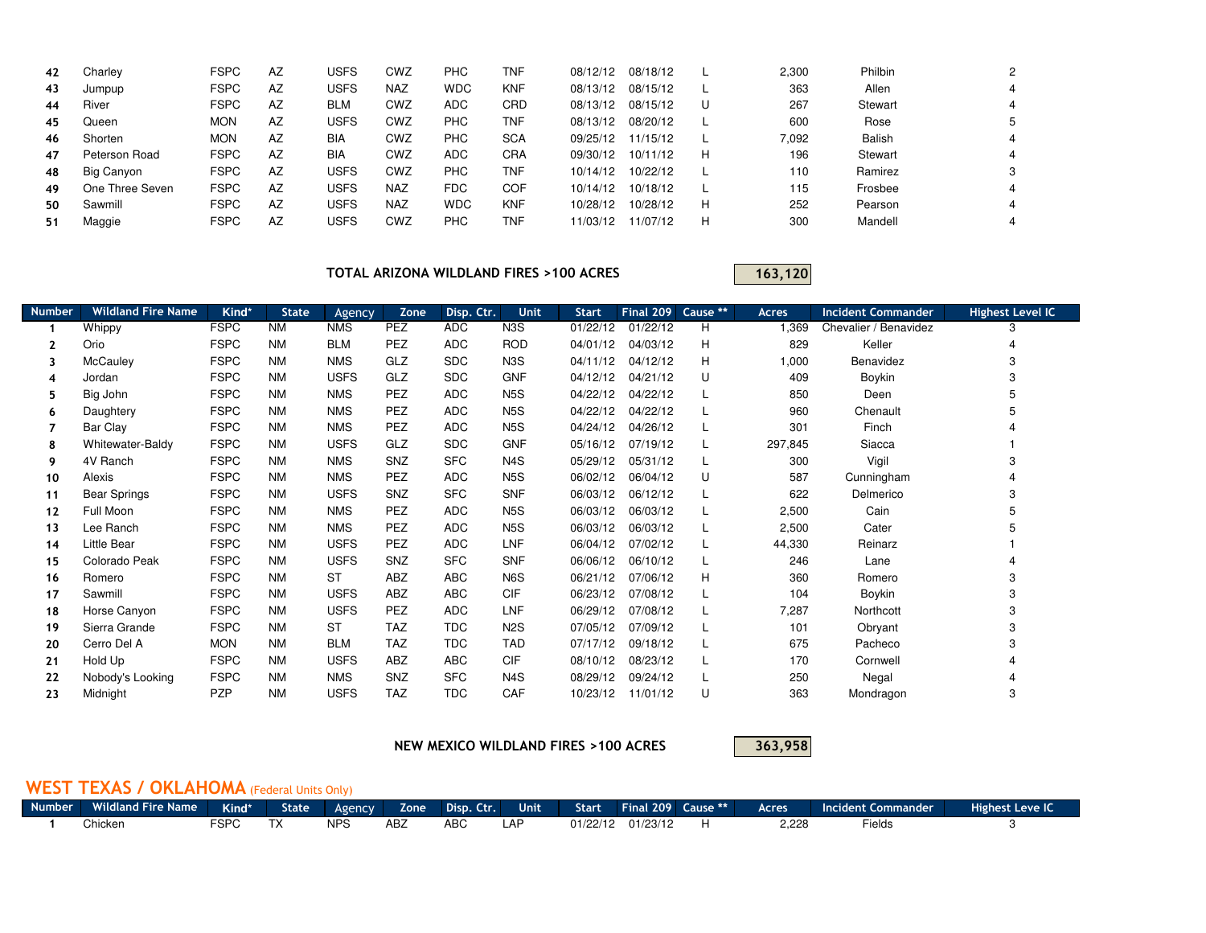| Number | Wildland Fire Name | Kind* | State | Agency | Zone | Disp. Ctr. | Unit | Start | Final 209 | Cause ** | Acres | Incident Commander | Highest Level IC |
|---|---|---|---|---|---|---|---|---|---|---|---|---|---|
| 42 | Charley | FSPC | AZ | USFS | CWZ | PHC | TNF | 08/12/12 | 08/18/12 | L | 2,300 | Philbin | 2 |
| 43 | Jumpup | FSPC | AZ | USFS | NAZ | WDC | KNF | 08/13/12 | 08/15/12 | L | 363 | Allen | 4 |
| 44 | River | FSPC | AZ | BLM | CWZ | ADC | CRD | 08/13/12 | 08/15/12 | U | 267 | Stewart | 4 |
| 45 | Queen | MON | AZ | USFS | CWZ | PHC | TNF | 08/13/12 | 08/20/12 | L | 600 | Rose | 5 |
| 46 | Shorten | MON | AZ | BIA | CWZ | PHC | SCA | 09/25/12 | 11/15/12 | L | 7,092 | Balish | 4 |
| 47 | Peterson Road | FSPC | AZ | BIA | CWZ | ADC | CRA | 09/30/12 | 10/11/12 | H | 196 | Stewart | 4 |
| 48 | Big Canyon | FSPC | AZ | USFS | CWZ | PHC | TNF | 10/14/12 | 10/22/12 | L | 110 | Ramirez | 3 |
| 49 | One Three Seven | FSPC | AZ | USFS | NAZ | FDC | COF | 10/14/12 | 10/18/12 | L | 115 | Frosbee | 4 |
| 50 | Sawmill | FSPC | AZ | USFS | NAZ | WDC | KNF | 10/28/12 | 10/28/12 | H | 252 | Pearson | 4 |
| 51 | Maggie | FSPC | AZ | USFS | CWZ | PHC | TNF | 11/03/12 | 11/07/12 | H | 300 | Mandell | 4 |

**TOTAL ARIZONA WILDLAND FIRES >100 ACRES** **163,120**

| Number | Wildland Fire Name | Kind* | State | Agency | Zone | Disp. Ctr. | Unit | Start | Final 209 | Cause ** | Acres | Incident Commander | Highest Level IC |
|---|---|---|---|---|---|---|---|---|---|---|---|---|---|
| 1 | Whippy | FSPC | NM | NMS | PEZ | ADC | N3S | 01/22/12 | 01/22/12 | H | 1,369 | Chevalier / Benavidez | 3 |
| 2 | Orio | FSPC | NM | BLM | PEZ | ADC | ROD | 04/01/12 | 04/03/12 | H | 829 | Keller | 4 |
| 3 | McCauley | FSPC | NM | NMS | GLZ | SDC | N3S | 04/11/12 | 04/12/12 | H | 1,000 | Benavidez | 3 |
| 4 | Jordan | FSPC | NM | USFS | GLZ | SDC | GNF | 04/12/12 | 04/21/12 | U | 409 | Boykin | 3 |
| 5 | Big John | FSPC | NM | NMS | PEZ | ADC | N5S | 04/22/12 | 04/22/12 | L | 850 | Deen | 5 |
| 6 | Daughtery | FSPC | NM | NMS | PEZ | ADC | N5S | 04/22/12 | 04/22/12 | L | 960 | Chenault | 5 |
| 7 | Bar Clay | FSPC | NM | NMS | PEZ | ADC | N5S | 04/24/12 | 04/26/12 | L | 301 | Finch | 4 |
| 8 | Whitewater-Baldy | FSPC | NM | USFS | GLZ | SDC | GNF | 05/16/12 | 07/19/12 | L | 297,845 | Siacca | 1 |
| 9 | 4V Ranch | FSPC | NM | NMS | SNZ | SFC | N4S | 05/29/12 | 05/31/12 | L | 300 | Vigil | 3 |
| 10 | Alexis | FSPC | NM | NMS | PEZ | ADC | N5S | 06/02/12 | 06/04/12 | U | 587 | Cunningham | 4 |
| 11 | Bear Springs | FSPC | NM | USFS | SNZ | SFC | SNF | 06/03/12 | 06/12/12 | L | 622 | Delmerico | 3 |
| 12 | Full Moon | FSPC | NM | NMS | PEZ | ADC | N5S | 06/03/12 | 06/03/12 | L | 2,500 | Cain | 5 |
| 13 | Lee Ranch | FSPC | NM | NMS | PEZ | ADC | N5S | 06/03/12 | 06/03/12 | L | 2,500 | Cater | 5 |
| 14 | Little Bear | FSPC | NM | USFS | PEZ | ADC | LNF | 06/04/12 | 07/02/12 | L | 44,330 | Reinarz | 1 |
| 15 | Colorado Peak | FSPC | NM | USFS | SNZ | SFC | SNF | 06/06/12 | 06/10/12 | L | 246 | Lane | 4 |
| 16 | Romero | FSPC | NM | ST | ABZ | ABC | N6S | 06/21/12 | 07/06/12 | H | 360 | Romero | 3 |
| 17 | Sawmill | FSPC | NM | USFS | ABZ | ABC | CIF | 06/23/12 | 07/08/12 | L | 104 | Boykin | 3 |
| 18 | Horse Canyon | FSPC | NM | USFS | PEZ | ADC | LNF | 06/29/12 | 07/08/12 | L | 7,287 | Northcott | 3 |
| 19 | Sierra Grande | FSPC | NM | ST | TAZ | TDC | N2S | 07/05/12 | 07/09/12 | L | 101 | Obryant | 3 |
| 20 | Cerro Del A | MON | NM | BLM | TAZ | TDC | TAD | 07/17/12 | 09/18/12 | L | 675 | Pacheco | 3 |
| 21 | Hold Up | FSPC | NM | USFS | ABZ | ABC | CIF | 08/10/12 | 08/23/12 | L | 170 | Cornwell | 4 |
| 22 | Nobody's Looking | FSPC | NM | NMS | SNZ | SFC | N4S | 08/29/12 | 09/24/12 | L | 250 | Negal | 4 |
| 23 | Midnight | PZP | NM | USFS | TAZ | TDC | CAF | 10/23/12 | 11/01/12 | U | 363 | Mondragon | 3 |

**NEW MEXICO WILDLAND FIRES >100 ACRES** **363,958**

## WEST TEXAS / OKLAHOMA (Federal Units Only)

| Number | Wildland Fire Name | Kind* | State | Agency | Zone | Disp. Ctr. | Unit | Start | Final 209 | Cause ** | Acres | Incident Commander | Highest Leve IC |
|---|---|---|---|---|---|---|---|---|---|---|---|---|---|
| 1 | Chicken | FSPC | TX | NPS | ABZ | ABC | LAP | 01/22/12 | 01/23/12 | H | 2,228 | Fields | 3 |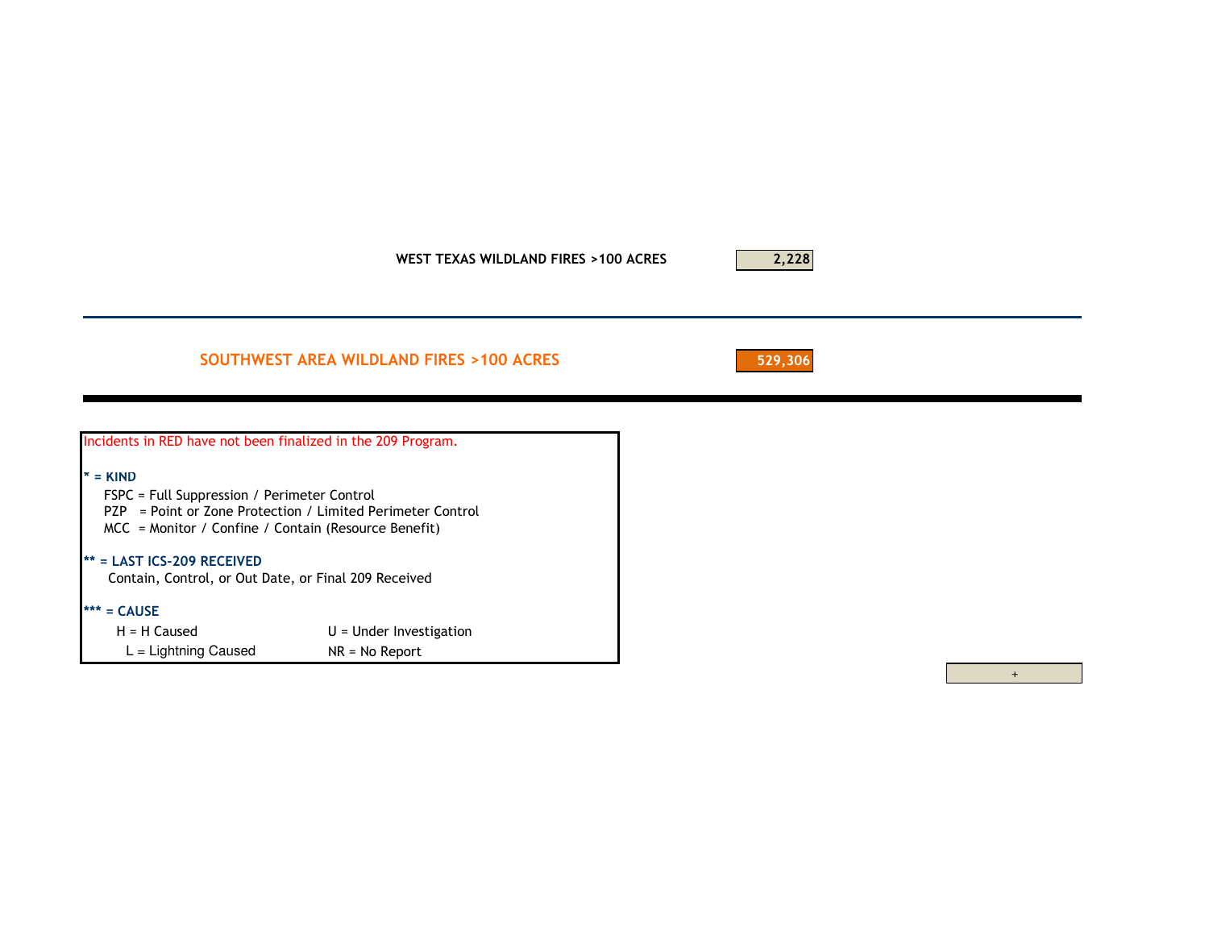**WEST TEXAS WILDLAND FIRES >100 ACRES** | **2,228**

---

## SOUTHWEST AREA WILDLAND FIRES >100 ACRES | **529,306**

---

Incidents in RED have not been finalized in the 209 Program.

**\* = KIND**

- FSPC = Full Suppression / Perimeter Control
- PZP = Point or Zone Protection / Limited Perimeter Control
- MCC = Monitor / Confine / Contain (Resource Benefit)

**\*\* = LAST ICS-209 RECEIVED**

Contain, Control, or Out Date, or Final 209 Received

**\*\*\* = CAUSE**

| | |
|---|---|
| H = H Caused | U = Under Investigation |
| L = Lightning Caused | NR = No Report |

+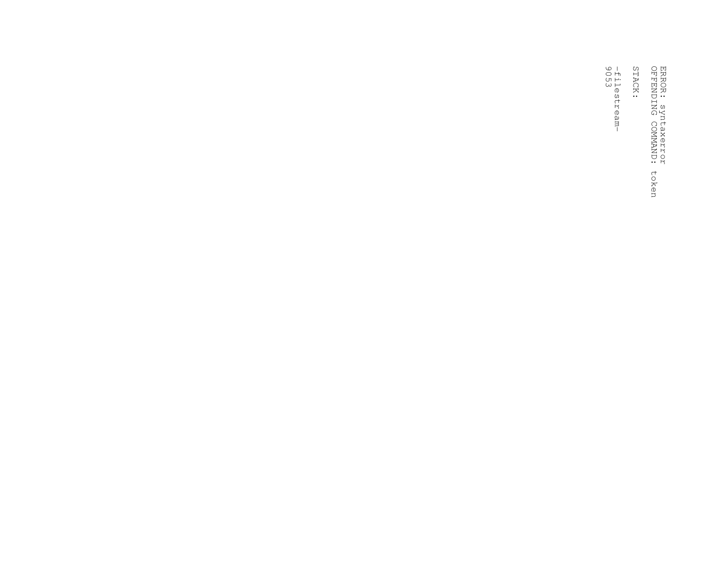ERROR: syntaxerror
OFFENDING COMMAND: token

STACK:

-filestream-
9053